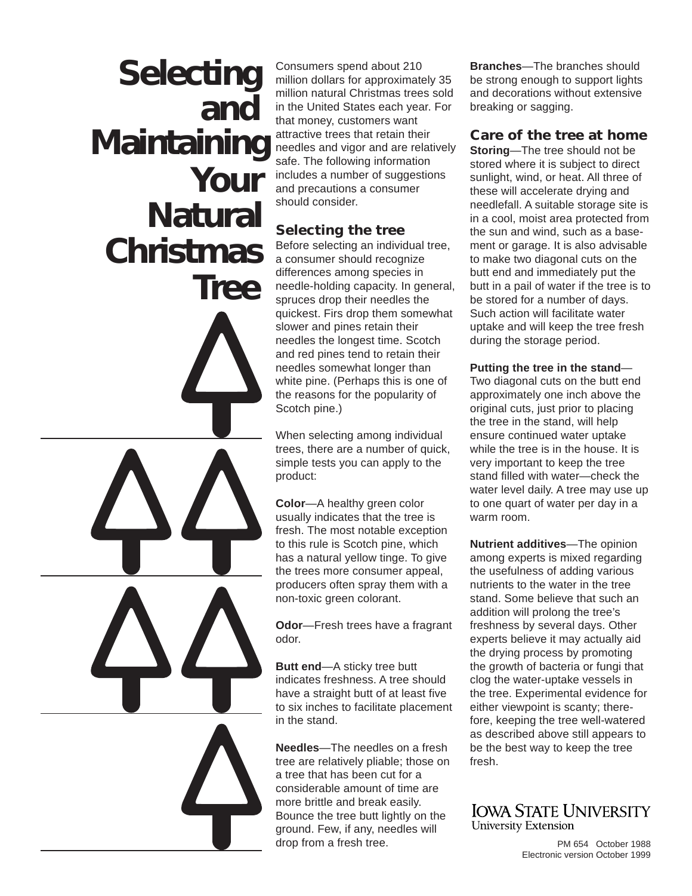# Selecting and Maintaining Your Natural Christmas Tree

Consumers spend about 210 million dollars for approximately 35 million natural Christmas trees sold in the United States each year. For that money, customers want attractive trees that retain their needles and vigor and are relatively safe. The following information includes a number of suggestions and precautions a consumer should consider.

## Selecting the tree

Before selecting an individual tree, a consumer should recognize differences among species in needle-holding capacity. In general, spruces drop their needles the quickest. Firs drop them somewhat slower and pines retain their needles the longest time. Scotch and red pines tend to retain their needles somewhat longer than white pine. (Perhaps this is one of the reasons for the popularity of Scotch pine.)

When selecting among individual trees, there are a number of quick, simple tests you can apply to the product:

**Color**—A healthy green color usually indicates that the tree is fresh. The most notable exception to this rule is Scotch pine, which has a natural yellow tinge. To give the trees more consumer appeal, producers often spray them with a non-toxic green colorant.

**Odor**—Fresh trees have a fragrant odor.

**Butt end**—A sticky tree butt indicates freshness. A tree should have a straight butt of at least five to six inches to facilitate placement in the stand.

**Needles**—The needles on a fresh tree are relatively pliable; those on a tree that has been cut for a considerable amount of time are more brittle and break easily. Bounce the tree butt lightly on the ground. Few, if any, needles will drop from a fresh tree.

**Branches**—The branches should be strong enough to support lights and decorations without extensive breaking or sagging.

## Care of the tree at home

**Storing**—The tree should not be stored where it is subject to direct sunlight, wind, or heat. All three of these will accelerate drying and needlefall. A suitable storage site is in a cool, moist area protected from the sun and wind, such as a basement or garage. It is also advisable to make two diagonal cuts on the butt end and immediately put the butt in a pail of water if the tree is to be stored for a number of days. Such action will facilitate water uptake and will keep the tree fresh during the storage period.

**Putting the tree in the stand**—Two diagonal cuts on the butt end approximately one inch above the original cuts, just prior to placing the tree in the stand, will help ensure continued water uptake while the tree is in the house. It is very important to keep the tree stand filled with water—check the water level daily. A tree may use up to one quart of water per day in a warm room.

**Nutrient additives**—The opinion among experts is mixed regarding the usefulness of adding various nutrients to the water in the tree stand. Some believe that such an addition will prolong the tree's freshness by several days. Other experts believe it may actually aid the drying process by promoting the growth of bacteria or fungi that clog the water-uptake vessels in the tree. Experimental evidence for either viewpoint is scanty; therefore, keeping the tree well-watered as described above still appears to be the best way to keep the tree fresh.

IOWA STATE UNIVERSITY
University Extension

PM 654 October 1988
Electronic version October 1999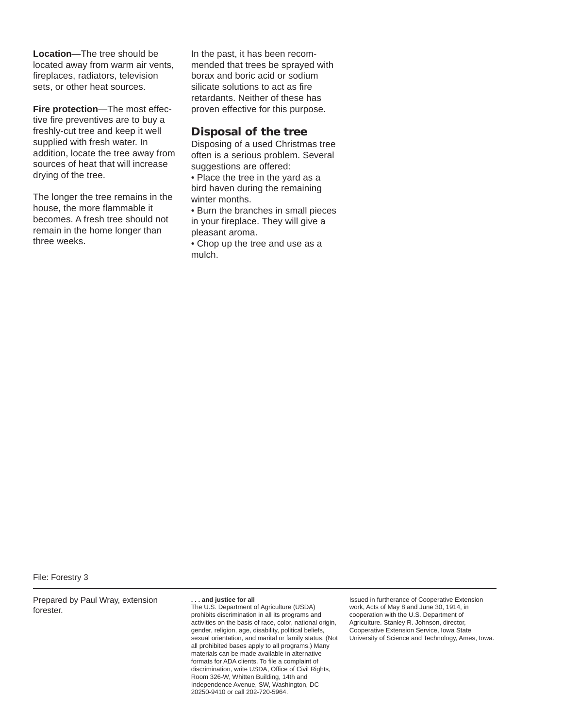**Location**—The tree should be located away from warm air vents, fireplaces, radiators, television sets, or other heat sources.

**Fire protection**—The most effective fire preventives are to buy a freshly-cut tree and keep it well supplied with fresh water. In addition, locate the tree away from sources of heat that will increase drying of the tree.

The longer the tree remains in the house, the more flammable it becomes. A fresh tree should not remain in the home longer than three weeks.

In the past, it has been recommended that trees be sprayed with borax and boric acid or sodium silicate solutions to act as fire retardants. Neither of these has proven effective for this purpose.

## Disposal of the tree

Disposing of a used Christmas tree often is a serious problem. Several suggestions are offered:

- Place the tree in the yard as a bird haven during the remaining winter months.
- Burn the branches in small pieces in your fireplace. They will give a pleasant aroma.
- Chop up the tree and use as a mulch.

File: Forestry 3

---

Prepared by Paul Wray, extension forester.

**. . . and justice for all**
The U.S. Department of Agriculture (USDA) prohibits discrimination in all its programs and activities on the basis of race, color, national origin, gender, religion, age, disability, political beliefs, sexual orientation, and marital or family status. (Not all prohibited bases apply to all programs.) Many materials can be made available in alternative formats for ADA clients. To file a complaint of discrimination, write USDA, Office of Civil Rights, Room 326-W, Whitten Building, 14th and Independence Avenue, SW, Washington, DC 20250-9410 or call 202-720-5964.

Issued in furtherance of Cooperative Extension work, Acts of May 8 and June 30, 1914, in cooperation with the U.S. Department of Agriculture. Stanley R. Johnson, director, Cooperative Extension Service, Iowa State University of Science and Technology, Ames, Iowa.